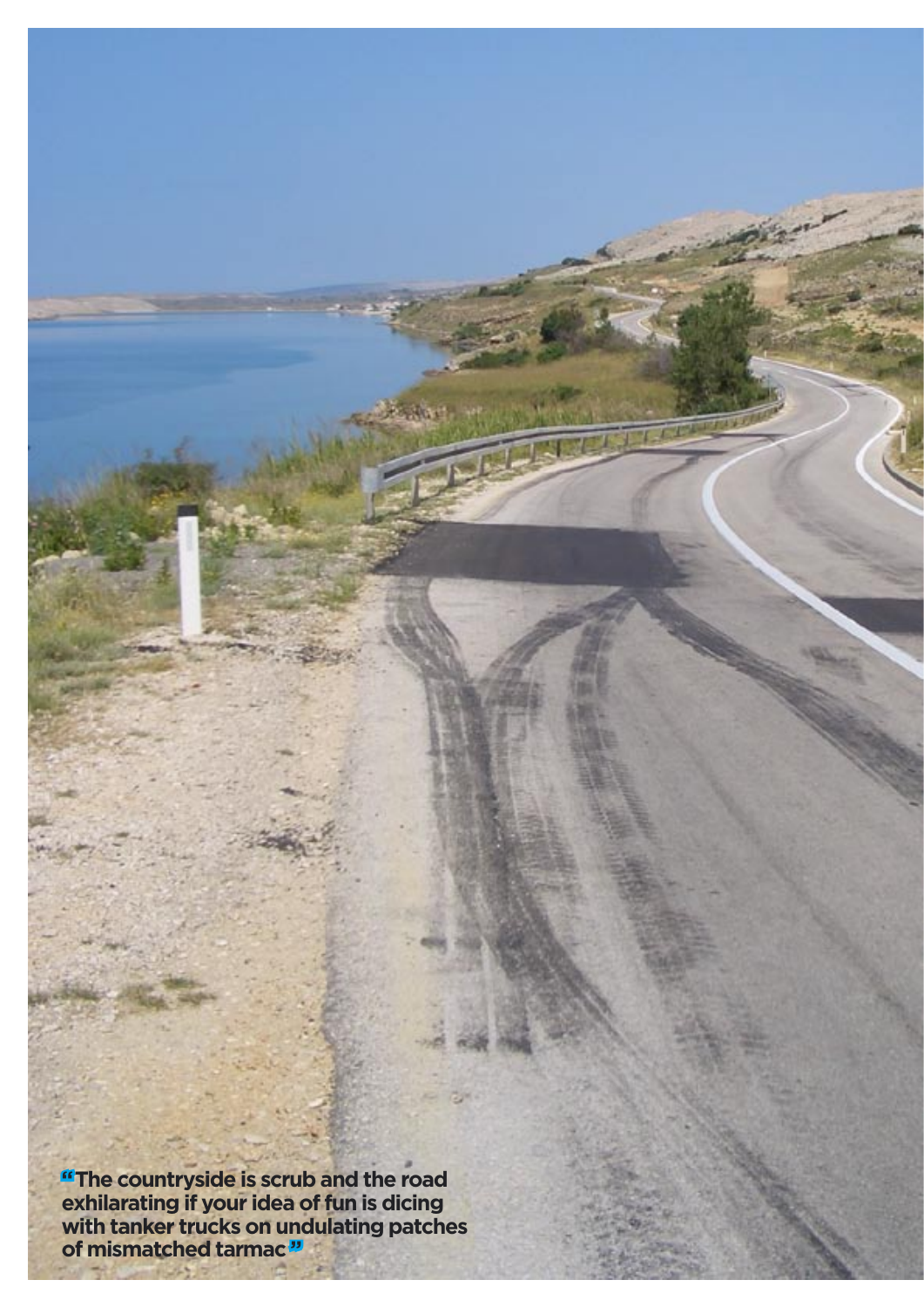"The countryside is scrub and the road exhilarating if your idea of fun is dicing with tanker trucks on undulating patches of mismatched tarmac"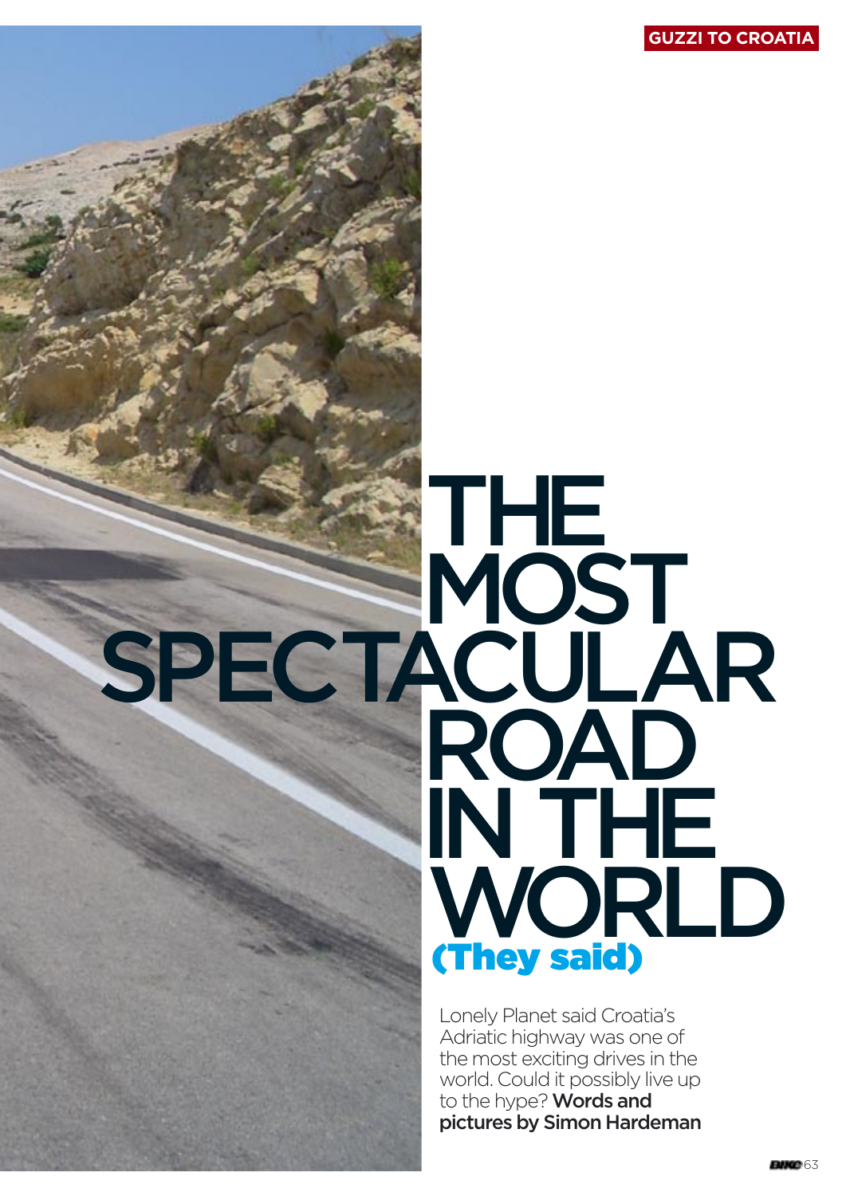# THE MOST SPECTACULAR ROAD IN THE WORLD (They said)

Lonely Planet said Croatia's Adriatic highway was one of the most exciting drives in the world. Could it possibly live up to the hype? **Words and pictures by Simon Hardeman**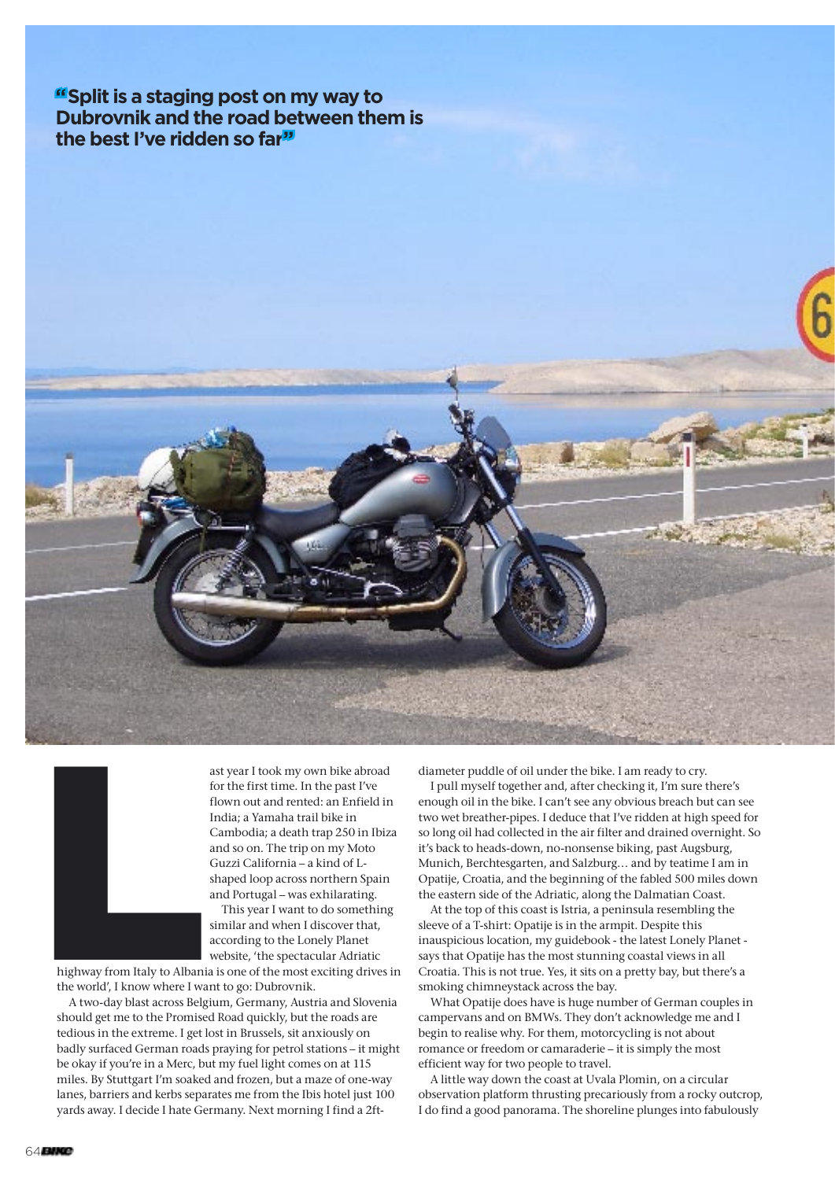**"Split is a staging post on my way to Dubrovnik and the road between them is the best I've ridden so far"**

Last year I took my own bike abroad for the first time. In the past I've flown out and rented: an Enfield in India; a Yamaha trail bike in Cambodia; a death trap 250 in Ibiza and so on. The trip on my Moto Guzzi California – a kind of L-shaped loop across northern Spain and Portugal – was exhilarating.

This year I want to do something similar and when I discover that, according to the Lonely Planet website, 'the spectacular Adriatic highway from Italy to Albania is one of the most exciting drives in the world', I know where I want to go: Dubrovnik.

A two-day blast across Belgium, Germany, Austria and Slovenia should get me to the Promised Road quickly, but the roads are tedious in the extreme. I get lost in Brussels, sit anxiously on badly surfaced German roads praying for petrol stations – it might be okay if you're in a Merc, but my fuel light comes on at 115 miles. By Stuttgart I'm soaked and frozen, but a maze of one-way lanes, barriers and kerbs separates me from the Ibis hotel just 100 yards away. I decide I hate Germany. Next morning I find a 2ft-diameter puddle of oil under the bike. I am ready to cry.

I pull myself together and, after checking it, I'm sure there's enough oil in the bike. I can't see any obvious breach but can see two wet breather-pipes. I deduce that I've ridden at high speed for so long oil had collected in the air filter and drained overnight. So it's back to heads-down, no-nonsense biking, past Augsburg, Munich, Berchtesgarten, and Salzburg… and by teatime I am in Opatije, Croatia, and the beginning of the fabled 500 miles down the eastern side of the Adriatic, along the Dalmatian Coast.

At the top of this coast is Istria, a peninsula resembling the sleeve of a T-shirt: Opatije is in the armpit. Despite this inauspicious location, my guidebook - the latest Lonely Planet - says that Opatije has the most stunning coastal views in all Croatia. This is not true. Yes, it sits on a pretty bay, but there's a smoking chimneystack across the bay.

What Opatije does have is huge number of German couples in campervans and on BMWs. They don't acknowledge me and I begin to realise why. For them, motorcycling is not about romance or freedom or camaraderie – it is simply the most efficient way for two people to travel.

A little way down the coast at Uvala Plomin, on a circular observation platform thrusting precariously from a rocky outcrop, I do find a good panorama. The shoreline plunges into fabulously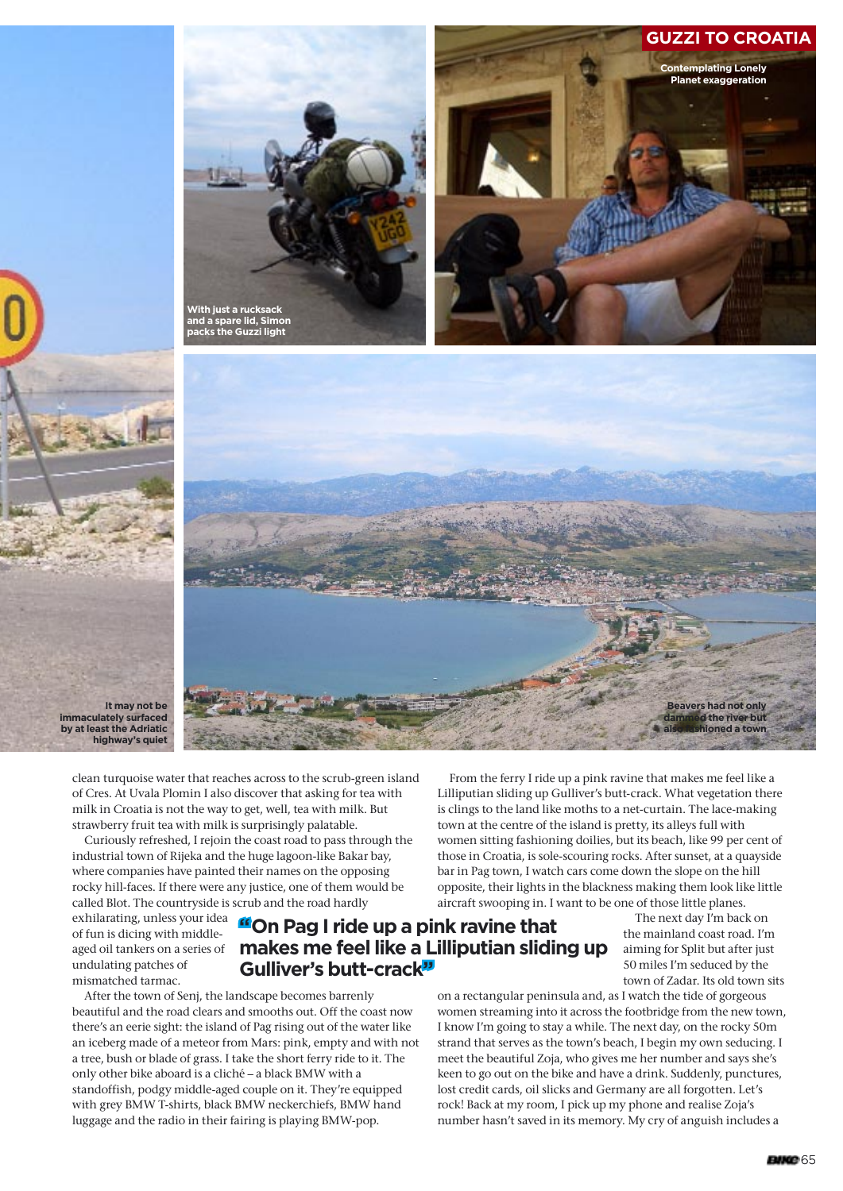It may not be immaculately surfaced by at least the Adriatic highway's quiet

With just a rucksack and a spare lid, Simon packs the Guzzi light

Contemplating Lonely Planet exaggeration

Beavers had not only dammed the river but also fashioned a town

clean turquoise water that reaches across to the scrub-green island of Cres. At Uvala Plomin I also discover that asking for tea with milk in Croatia is not the way to get, well, tea with milk. But strawberry fruit tea with milk is surprisingly palatable.

Curiously refreshed, I rejoin the coast road to pass through the industrial town of Rijeka and the huge lagoon-like Bakar bay, where companies have painted their names on the opposing rocky hill-faces. If there were any justice, one of them would be called Blot. The countryside is scrub and the road hardly exhilarating, unless your idea of fun is dicing with middle-aged oil tankers on a series of undulating patches of mismatched tarmac.

After the town of Senj, the landscape becomes barrenly beautiful and the road clears and smooths out. Off the coast now there's an eerie sight: the island of Pag rising out of the water like an iceberg made of a meteor from Mars: pink, empty and with not a tree, bush or blade of grass. I take the short ferry ride to it. The only other bike aboard is a cliché – a black BMW with a standoffish, podgy middle-aged couple on it. They're equipped with grey BMW T-shirts, black BMW neckerchiefs, BMW hand luggage and the radio in their fairing is playing BMW-pop.

> "On Pag I ride up a pink ravine that makes me feel like a Lilliputian sliding up Gulliver's butt-crack"

From the ferry I ride up a pink ravine that makes me feel like a Lilliputian sliding up Gulliver's butt-crack. What vegetation there is clings to the land like moths to a net-curtain. The lace-making town at the centre of the island is pretty, its alleys full with women sitting fashioning doilies, but its beach, like 99 per cent of those in Croatia, is sole-scouring rocks. After sunset, at a quayside bar in Pag town, I watch cars come down the slope on the hill opposite, their lights in the blackness making them look like little aircraft swooping in. I want to be one of those little planes.

The next day I'm back on the mainland coast road. I'm aiming for Split but after just 50 miles I'm seduced by the town of Zadar. Its old town sits on a rectangular peninsula and, as I watch the tide of gorgeous women streaming into it across the footbridge from the new town, I know I'm going to stay a while. The next day, on the rocky 50m strand that serves as the town's beach, I begin my own seducing. I meet the beautiful Zoja, who gives me her number and says she's keen to go out on the bike and have a drink. Suddenly, punctures, lost credit cards, oil slicks and Germany are all forgotten. Let's rock! Back at my room, I pick up my phone and realise Zoja's number hasn't saved in its memory. My cry of anguish includes a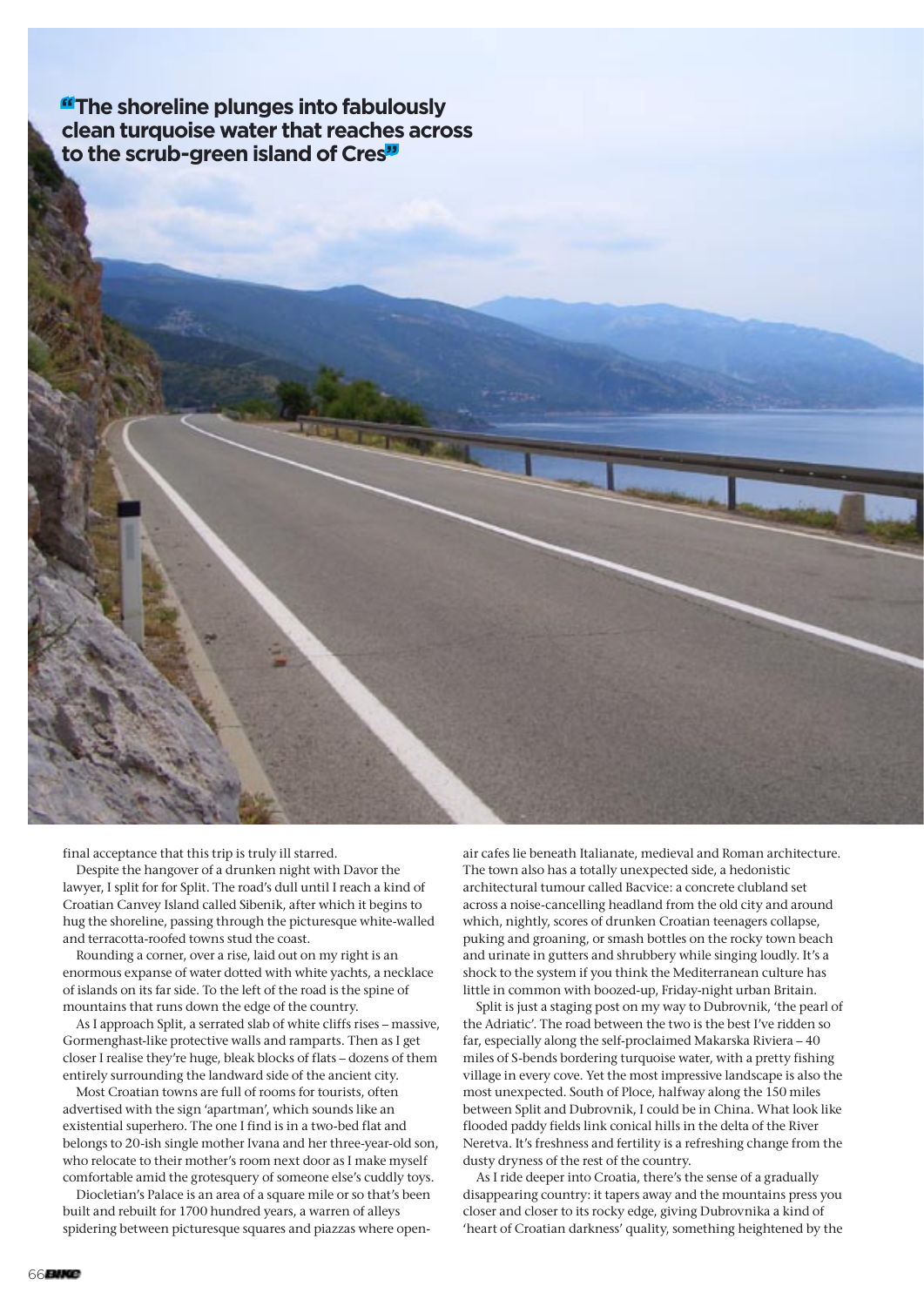**"The shoreline plunges into fabulously clean turquoise water that reaches across to the scrub-green island of Cres"**

final acceptance that this trip is truly ill starred.

Despite the hangover of a drunken night with Davor the lawyer, I split for for Split. The road's dull until I reach a kind of Croatian Canvey Island called Sibenik, after which it begins to hug the shoreline, passing through the picturesque white-walled and terracotta-roofed towns stud the coast.

Rounding a corner, over a rise, laid out on my right is an enormous expanse of water dotted with white yachts, a necklace of islands on its far side. To the left of the road is the spine of mountains that runs down the edge of the country.

As I approach Split, a serrated slab of white cliffs rises – massive, Gormenghast-like protective walls and ramparts. Then as I get closer I realise they're huge, bleak blocks of flats – dozens of them entirely surrounding the landward side of the ancient city.

Most Croatian towns are full of rooms for tourists, often advertised with the sign 'apartman', which sounds like an existential superhero. The one I find is in a two-bed flat and belongs to 20-ish single mother Ivana and her three-year-old son, who relocate to their mother's room next door as I make myself comfortable amid the grotesquery of someone else's cuddly toys.

Diocletian's Palace is an area of a square mile or so that's been built and rebuilt for 1700 hundred years, a warren of alleys spidering between picturesque squares and piazzas where open-air cafes lie beneath Italianate, medieval and Roman architecture. The town also has a totally unexpected side, a hedonistic architectural tumour called Bacvice: a concrete clubland set across a noise-cancelling headland from the old city and around which, nightly, scores of drunken Croatian teenagers collapse, puking and groaning, or smash bottles on the rocky town beach and urinate in gutters and shrubbery while singing loudly. It's a shock to the system if you think the Mediterranean culture has little in common with boozed-up, Friday-night urban Britain.

Split is just a staging post on my way to Dubrovnik, 'the pearl of the Adriatic'. The road between the two is the best I've ridden so far, especially along the self-proclaimed Makarska Riviera – 40 miles of S-bends bordering turquoise water, with a pretty fishing village in every cove. Yet the most impressive landscape is also the most unexpected. South of Ploce, halfway along the 150 miles between Split and Dubrovnik, I could be in China. What look like flooded paddy fields link conical hills in the delta of the River Neretva. It's freshness and fertility is a refreshing change from the dusty dryness of the rest of the country.

As I ride deeper into Croatia, there's the sense of a gradually disappearing country: it tapers away and the mountains press you closer and closer to its rocky edge, giving Dubrovnika a kind of 'heart of Croatian darkness' quality, something heightened by the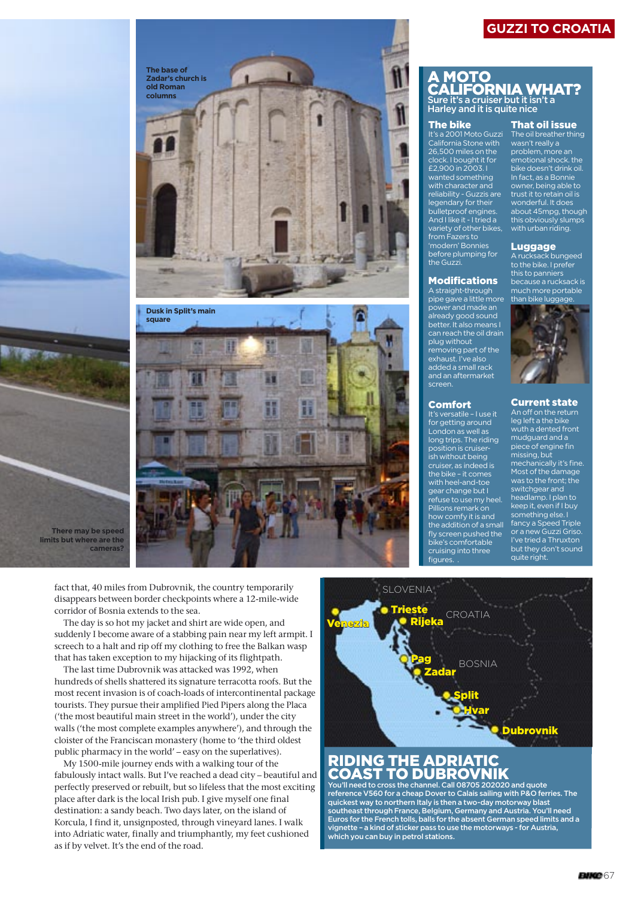There may be speed limits but where are the cameras?

The base of Zadar's church is old Roman columns

Dusk in Split's main square

## A MOTO CALIFORNIA WHAT?

Sure it's a cruiser but it isn't a Harley and it is quite nice

### The bike

It's a 2001 Moto Guzzi California Stone with 26,500 miles on the clock. I bought it for £2,900 in 2003. I wanted something with character and reliability - Guzzis are legendary for their bulletproof engines. And I like it - I tried a variety of other bikes, from Fazers to 'modern' Bonnies before plumping for the Guzzi.

### Modifications

A straight-through pipe gave a little more power and made an already good sound better. It also means I can reach the oil drain plug without removing part of the exhaust. I've also added a small rack and an aftermarket screen.

### Comfort

It's versatile – I use it for getting around London as well as long trips. The riding position is cruiser-ish without being cruiser, as indeed is the bike – it comes with heel-and-toe gear change but I refuse to use my heel. Pillions remark on how comfy it is and the addition of a small fly screen pushed the bike's comfortable cruising into three figures. .

### That oil issue

The oil breather thing wasn't really a problem, more an emotional shock. the bike doesn't drink oil. In fact, as a Bonnie owner, being able to trust it to retain oil is wonderful. It does about 45mpg, though this obviously slumps with urban riding.

### Luggage

A rucksack bungeed to the bike. I prefer this to panniers because a rucksack is much more portable than bike luggage.

### Current state

An off on the return leg left a the bike wuth a dented front mudguard and a piece of engine fin missing, but mechanically it's fine. Most of the damage was to the front; the switchgear and headlamp. I plan to keep it, even if I buy something else. I fancy a Speed Triple or a new Guzzi Griso. I've tried a Thruxton but they don't sound quite right.

fact that, 40 miles from Dubrovnik, the country temporarily disappears between border checkpoints where a 12-mile-wide corridor of Bosnia extends to the sea.

The day is so hot my jacket and shirt are wide open, and suddenly I become aware of a stabbing pain near my left armpit. I screech to a halt and rip off my clothing to free the Balkan wasp that has taken exception to my hijacking of its flightpath.

The last time Dubrovnik was attacked was 1992, when hundreds of shells shattered its signature terracotta roofs. But the most recent invasion is of coach-loads of intercontinental package tourists. They pursue their amplified Pied Pipers along the Placa ('the most beautiful main street in the world'), under the city walls ('the most complete examples anywhere'), and through the cloister of the Franciscan monastery (home to 'the third oldest public pharmacy in the world' – easy on the superlatives).

My 1500-mile journey ends with a walking tour of the fabulously intact walls. But I've reached a dead city – beautiful and perfectly preserved or rebuilt, but so lifeless that the most exciting place after dark is the local Irish pub. I give myself one final destination: a sandy beach. Two days later, on the island of Korcula, I find it, unsignposted, through vineyard lanes. I walk into Adriatic water, finally and triumphantly, my feet cushioned as if by velvet. It's the end of the road.

SLOVENIA
CROATIA
BOSNIA
Venezia
Trieste
Rijeka
Pag
Zadar
Split
Hvar
Dubrovnik

## RIDING THE ADRIATIC COAST TO DUBROVNIK

You'll need to cross the channel. Call 08705 202020 and quote reference V560 for a cheap Dover to Calais sailing with P&O ferries. The quickest way to northern Italy is then a two-day motorway blast southeast through France, Belgium, Germany and Austria. You'll need Euros for the French tolls, balls for the absent German speed limits and a vignette – a kind of sticker pass to use the motorways - for Austria, which you can buy in petrol stations.